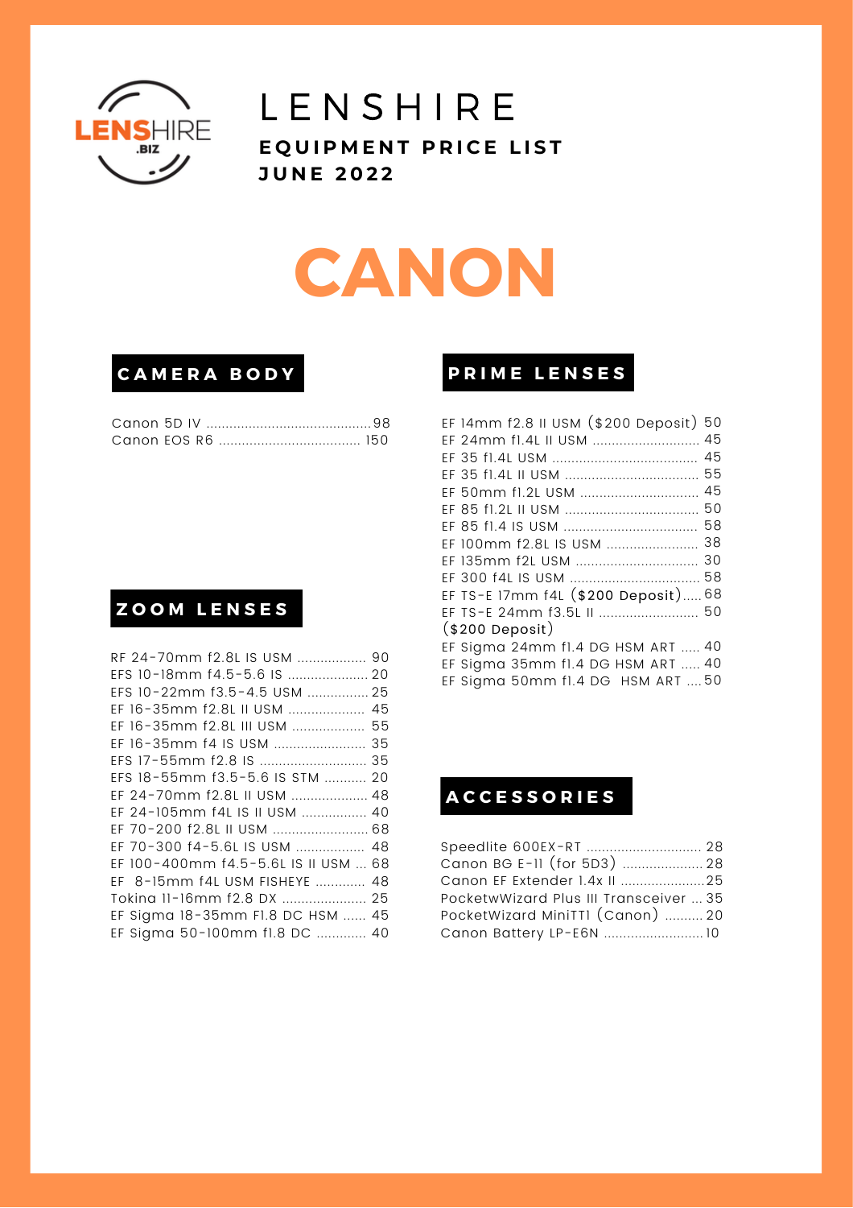# LENSHIRE

**EQUIPMENT PRICE LIST**

**JUNE 2022**

# CANON

## CAMERA BODY

Canon 5D IV ............................................98
Canon EOS R6 ..................................... 150

## ZOOM LENSES

RF 24-70mm f2.8L IS USM .................. 90
EFS 10-18mm f4.5-5.6 IS ..................... 20
EFS 10-22mm f3.5-4.5 USM ................ 25
EF 16-35mm f2.8L II USM .................... 45
EF 16-35mm f2.8L III USM ................... 55
EF 16-35mm f4 IS USM ........................ 35
EFS 17-55mm f2.8 IS ............................ 35
EFS 18-55mm f3.5-5.6 IS STM ........... 20
EF 24-70mm f2.8L II USM .................... 48
EF 24-105mm f4L IS II USM ................. 40
EF 70-200 f2.8L II USM ......................... 68
EF 70-300 f4-5.6L IS USM .................. 48
EF 100-400mm f4.5-5.6L IS II USM ... 68
EF 8-15mm f4L USM FISHEYE ............. 48
Tokina 11-16mm f2.8 DX ...................... 25
EF Sigma 18-35mm F1.8 DC HSM ...... 45
EF Sigma 50-100mm f1.8 DC ............. 40

## PRIME LENSES

EF 14mm f2.8 II USM ($200 Deposit) 50
EF 24mm f1.4L II USM ........................... 45
EF 35 f1.4L USM ...................................... 45
EF 35 f1.4L II USM .................................. 55
EF 50mm f1.2L USM .............................. 45
EF 85 f1.2L II USM ................................... 50
EF 85 f1.4 IS USM ................................... 58
EF 100mm f2.8L IS USM ........................ 38
EF 135mm f2L USM ................................ 30
EF 300 f4L IS USM .................................. 58
EF TS-E 17mm f4L ($200 Deposit)..... 68
EF TS-E 24mm f3.5L II .......................... 50
($200 Deposit)
EF Sigma 24mm f1.4 DG HSM ART ..... 40
EF Sigma 35mm f1.4 DG HSM ART ..... 40
EF Sigma 50mm f1.4 DG HSM ART .... 50

## ACCESSORIES

Speedlite 600EX-RT .............................. 28
Canon BG E-11 (for 5D3) ..................... 28
Canon EF Extender 1.4x II ......................25
PocketwWizard Plus III Transceiver ... 35
PocketWizard MiniTT1 (Canon) .......... 20
Canon Battery LP-E6N ..........................10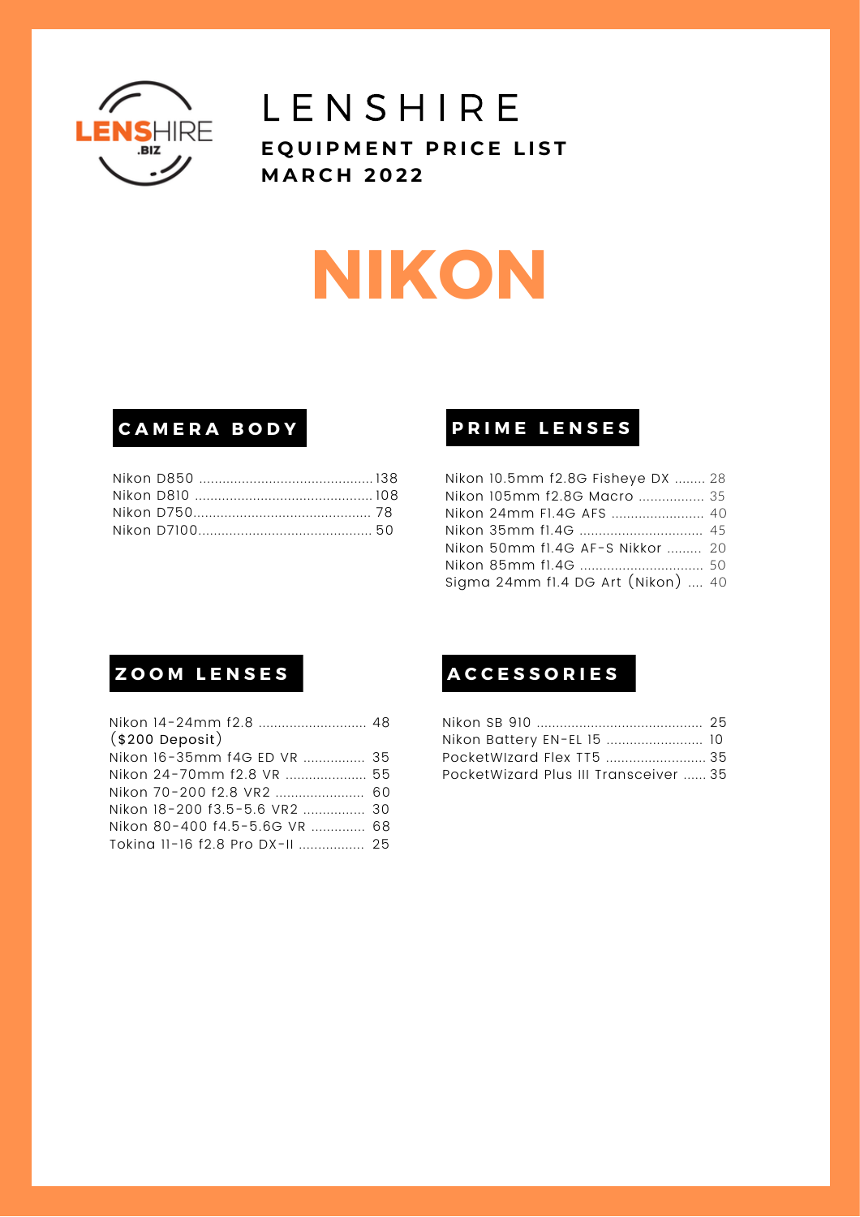# LENSHIRE

**EQUIPMENT PRICE LIST**
**MARCH 2022**

# NIKON

## CAMERA BODY

| Item | Price |
|---|---|
| Nikon D850 | 138 |
| Nikon D810 | 108 |
| Nikon D750 | 78 |
| Nikon D7100 | 50 |

## PRIME LENSES

| Item | Price |
|---|---|
| Nikon 10.5mm f2.8G Fisheye DX | 28 |
| Nikon 105mm f2.8G Macro | 35 |
| Nikon 24mm F1.4G AFS | 40 |
| Nikon 35mm f1.4G | 45 |
| Nikon 50mm f1.4G AF-S Nikkor | 20 |
| Nikon 85mm f1.4G | 50 |
| Sigma 24mm f1.4 DG Art (Nikon) | 40 |

## ZOOM LENSES

| Item | Price |
|---|---|
| Nikon 14-24mm f2.8 ($200 Deposit) | 48 |
| Nikon 16-35mm f4G ED VR | 35 |
| Nikon 24-70mm f2.8 VR | 55 |
| Nikon 70-200 f2.8 VR2 | 60 |
| Nikon 18-200 f3.5-5.6 VR2 | 30 |
| Nikon 80-400 f4.5-5.6G VR | 68 |
| Tokina 11-16 f2.8 Pro DX-II | 25 |

## ACCESSORIES

| Item | Price |
|---|---|
| Nikon SB 910 | 25 |
| Nikon Battery EN-EL 15 | 10 |
| PocketWIzard Flex TT5 | 35 |
| PocketWizard Plus III Transceiver | 35 |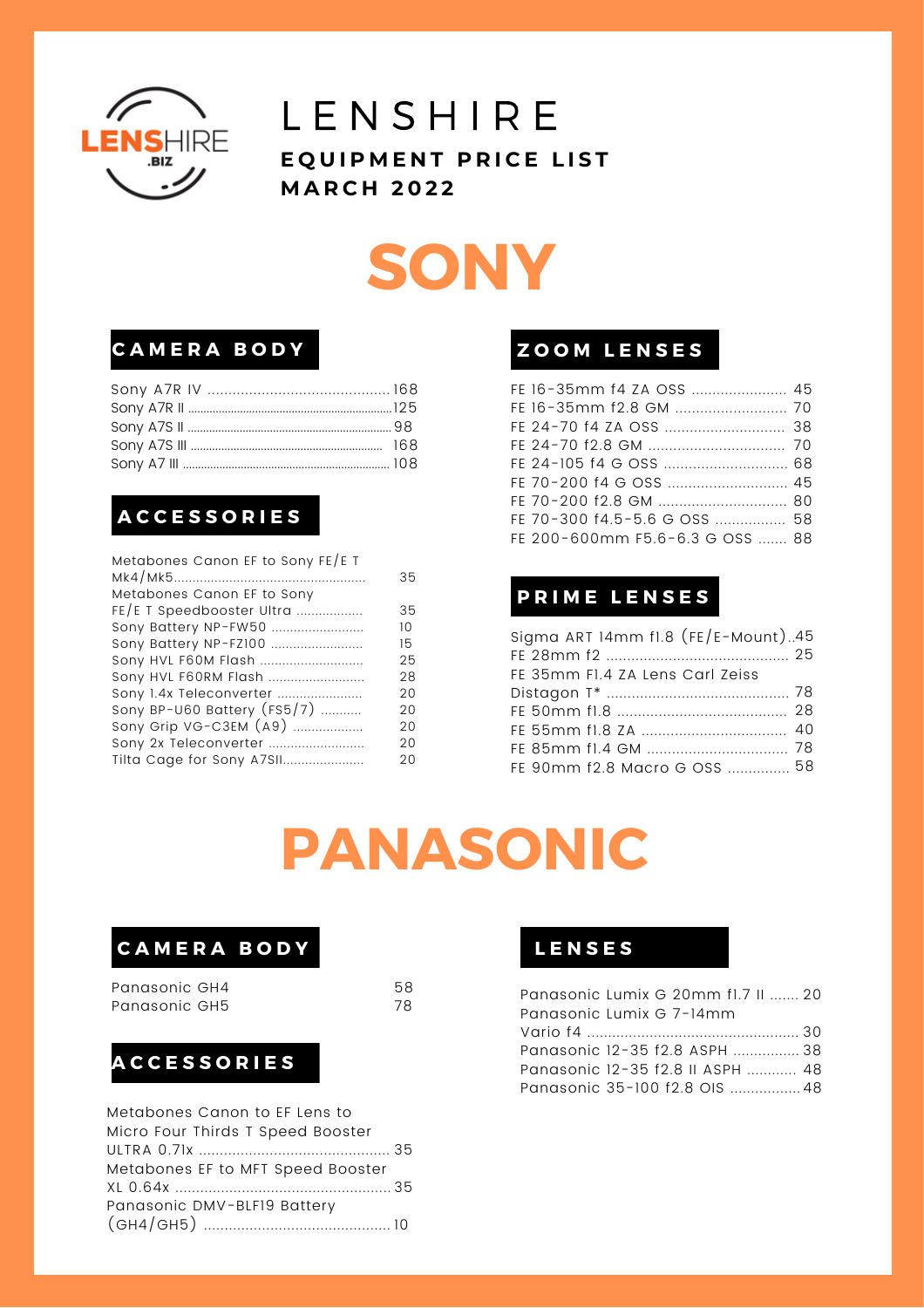# LENSHIRE

**EQUIPMENT PRICE LIST**

**MARCH 2022**

# SONY

## CAMERA BODY

| Item | Price |
|---|---|
| Sony A7R IV | 168 |
| Sony A7R II | 125 |
| Sony A7S II | 98 |
| Sony A7S III | 168 |
| Sony A7 III | 108 |

## ACCESSORIES

| Item | Price |
|---|---|
| Metabones Canon EF to Sony FE/E T Mk4/Mk5 | 35 |
| Metabones Canon EF to Sony FE/E T Speedbooster Ultra | 35 |
| Sony Battery NP-FW50 | 10 |
| Sony Battery NP-FZ100 | 15 |
| Sony HVL F60M Flash | 25 |
| Sony HVL F60RM Flash | 28 |
| Sony 1.4x Teleconverter | 20 |
| Sony BP-U60 Battery (FS5/7) | 20 |
| Sony Grip VG-C3EM (A9) | 20 |
| Sony 2x Teleconverter | 20 |
| Tilta Cage for Sony A7SII | 20 |

## ZOOM LENSES

| Item | Price |
|---|---|
| FE 16-35mm f4 ZA OSS | 45 |
| FE 16-35mm f2.8 GM | 70 |
| FE 24-70 f4 ZA OSS | 38 |
| FE 24-70 f2.8 GM | 70 |
| FE 24-105 f4 G OSS | 68 |
| FE 70-200 f4 G OSS | 45 |
| FE 70-200 f2.8 GM | 80 |
| FE 70-300 f4.5-5.6 G OSS | 58 |
| FE 200-600mm F5.6-6.3 G OSS | 88 |

## PRIME LENSES

| Item | Price |
|---|---|
| Sigma ART 14mm f1.8 (FE/E-Mount) | 45 |
| FE 28mm f2 | 25 |
| FE 35mm F1.4 ZA Lens Carl Zeiss Distagon T* | 78 |
| FE 50mm f1.8 | 28 |
| FE 55mm f1.8 ZA | 40 |
| FE 85mm f1.4 GM | 78 |
| FE 90mm f2.8 Macro G OSS | 58 |

# PANASONIC

## CAMERA BODY

| Item | Price |
|---|---|
| Panasonic GH4 | 58 |
| Panasonic GH5 | 78 |

## ACCESSORIES

| Item | Price |
|---|---|
| Metabones Canon to EF Lens to Micro Four Thirds T Speed Booster ULTRA 0.71x | 35 |
| Metabones EF to MFT Speed Booster XL 0.64x | 35 |
| Panasonic DMV-BLF19 Battery (GH4/GH5) | 10 |

## LENSES

| Item | Price |
|---|---|
| Panasonic Lumix G 20mm f1.7 II | 20 |
| Panasonic Lumix G 7-14mm Vario f4 | 30 |
| Panasonic 12-35 f2.8 ASPH | 38 |
| Panasonic 12-35 f2.8 II ASPH | 48 |
| Panasonic 35-100 f2.8 OIS | 48 |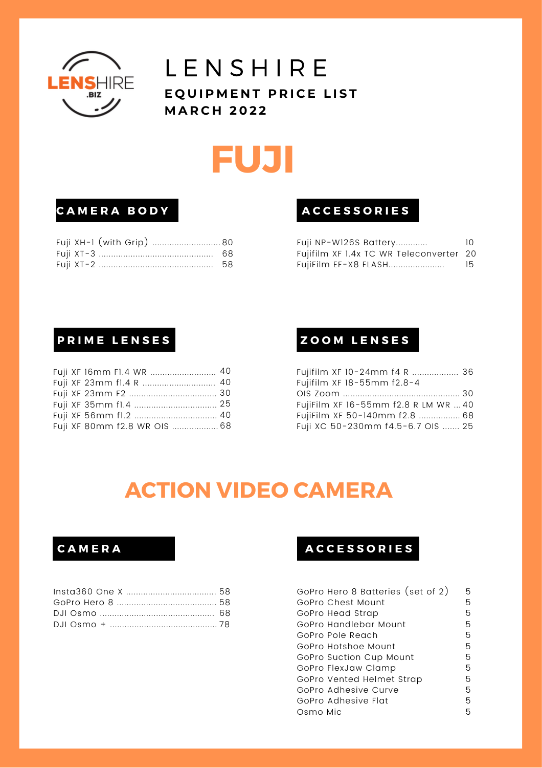# LENSHIRE

**EQUIPMENT PRICE LIST**
**MARCH 2022**

# FUJI

## CAMERA BODY

| Item | Price |
|---|---|
| Fuji XH-1 (with Grip) | 80 |
| Fuji XT-3 | 68 |
| Fuji XT-2 | 58 |

## ACCESSORIES

| Item | Price |
|---|---|
| Fuji NP-W126S Battery | 10 |
| Fujifilm XF 1.4x TC WR Teleconverter | 20 |
| FujiFilm EF-X8 FLASH | 15 |

## PRIME LENSES

| Item | Price |
|---|---|
| Fuji XF 16mm F1.4 WR | 40 |
| Fuji XF 23mm f1.4 R | 40 |
| Fuji XF 23mm F2 | 30 |
| Fuji XF 35mm f1.4 | 25 |
| Fuji XF 56mm f1.2 | 40 |
| Fuji XF 80mm f2.8 WR OIS | 68 |

## ZOOM LENSES

| Item | Price |
|---|---|
| Fujifilm XF 10-24mm f4 R | 36 |
| Fujifilm XF 18-55mm f2.8-4 OIS Zoom | 30 |
| FujiFilm XF 16-55mm f2.8 R LM WR | 40 |
| FujiFilm XF 50-140mm f2.8 | 68 |
| Fuji XC 50-230mm f4.5-6.7 OIS | 25 |

# ACTION VIDEO CAMERA

## CAMERA

| Item | Price |
|---|---|
| Insta360 One X | 58 |
| GoPro Hero 8 | 58 |
| DJI Osmo | 68 |
| DJI Osmo + | 78 |

## ACCESSORIES

| Item | Price |
|---|---|
| GoPro Hero 8 Batteries (set of 2) | 5 |
| GoPro Chest Mount | 5 |
| GoPro Head Strap | 5 |
| GoPro Handlebar Mount | 5 |
| GoPro Pole Reach | 5 |
| GoPro Hotshoe Mount | 5 |
| GoPro Suction Cup Mount | 5 |
| GoPro FlexJaw Clamp | 5 |
| GoPro Vented Helmet Strap | 5 |
| GoPro Adhesive Curve | 5 |
| GoPro Adhesive Flat | 5 |
| Osmo Mic | 5 |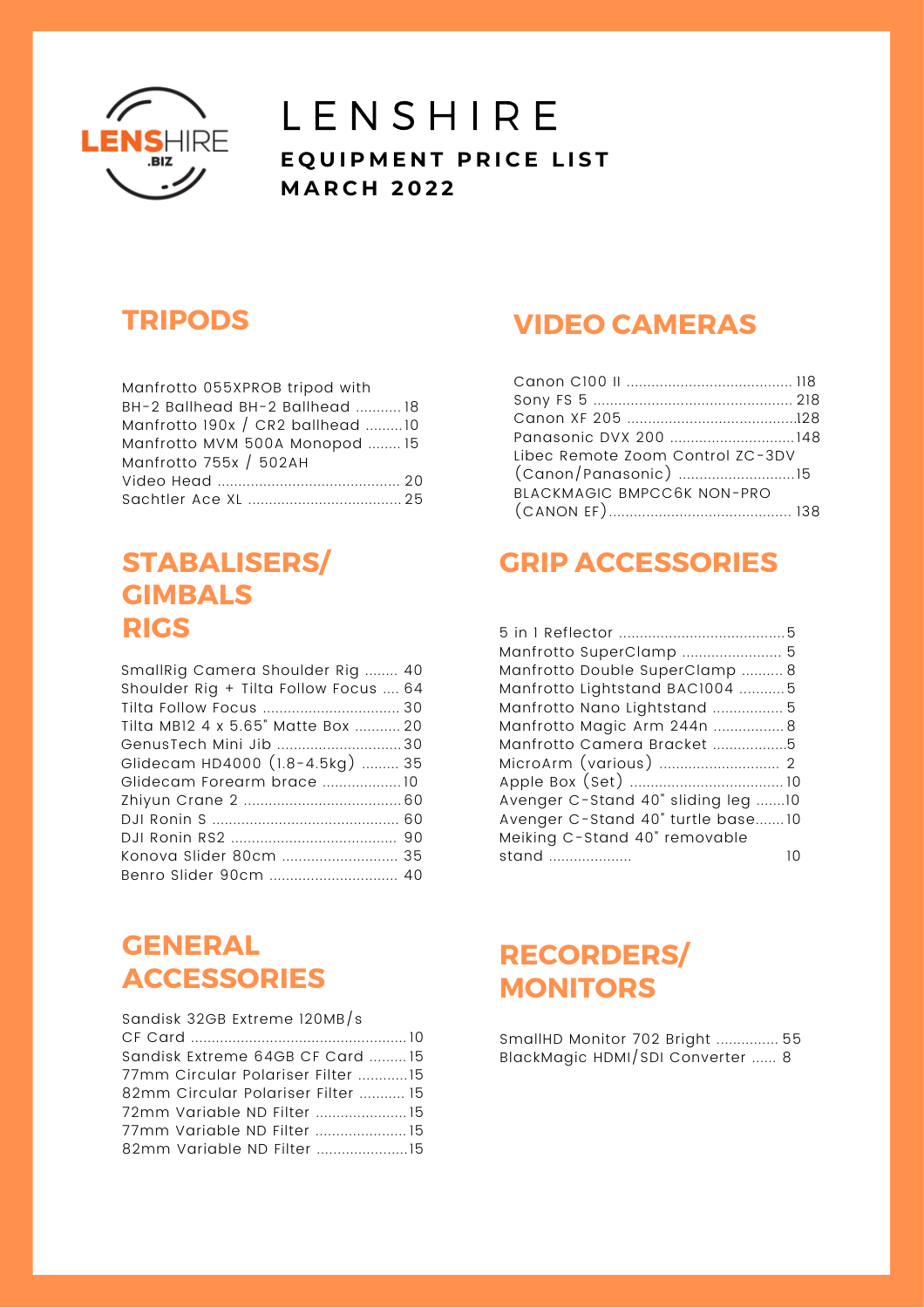# LENSHIRE

**EQUIPMENT PRICE LIST**
**MARCH 2022**

## TRIPODS

| Item | Price |
|---|---|
| Manfrotto 055XPROB tripod with BH-2 Ballhead BH-2 Ballhead | 18 |
| Manfrotto 190x / CR2 ballhead | 10 |
| Manfrotto MVM 500A Monopod | 15 |
| Manfrotto 755x / 502AH Video Head | 20 |
| Sachtler Ace XL | 25 |

## STABALISERS/ GIMBALS RIGS

| Item | Price |
|---|---|
| SmallRig Camera Shoulder Rig | 40 |
| Shoulder Rig + Tilta Follow Focus | 64 |
| Tilta Follow Focus | 30 |
| Tilta MB12 4 x 5.65" Matte Box | 20 |
| GenusTech Mini Jib | 30 |
| Glidecam HD4000 (1.8-4.5kg) | 35 |
| Glidecam Forearm brace | 10 |
| Zhiyun Crane 2 | 60 |
| DJI Ronin S | 60 |
| DJI Ronin RS2 | 90 |
| Konova Slider 80cm | 35 |
| Benro Slider 90cm | 40 |

## GENERAL ACCESSORIES

| Item | Price |
|---|---|
| Sandisk 32GB Extreme 120MB/s CF Card | 10 |
| Sandisk Extreme 64GB CF Card | 15 |
| 77mm Circular Polariser Filter | 15 |
| 82mm Circular Polariser Filter | 15 |
| 72mm Variable ND Filter | 15 |
| 77mm Variable ND Filter | 15 |
| 82mm Variable ND Filter | 15 |

## VIDEO CAMERAS

| Item | Price |
|---|---|
| Canon C100 II | 118 |
| Sony FS 5 | 218 |
| Canon XF 205 | 128 |
| Panasonic DVX 200 | 148 |
| Libec Remote Zoom Control ZC-3DV (Canon/Panasonic) | 15 |
| BLACKMAGIC BMPCC6K NON-PRO (CANON EF) | 138 |

## GRIP ACCESSORIES

| Item | Price |
|---|---|
| 5 in 1 Reflector | 5 |
| Manfrotto SuperClamp | 5 |
| Manfrotto Double SuperClamp | 8 |
| Manfrotto Lightstand BAC1004 | 5 |
| Manfrotto Nano Lightstand | 5 |
| Manfrotto Magic Arm 244n | 8 |
| Manfrotto Camera Bracket | 5 |
| MicroArm (various) | 2 |
| Apple Box (Set) | 10 |
| Avenger C-Stand 40" sliding leg | 10 |
| Avenger C-Stand 40" turtle base | 10 |
| Meiking C-Stand 40" removable stand | 10 |

## RECORDERS/ MONITORS

| Item | Price |
|---|---|
| SmallHD Monitor 702 Bright | 55 |
| BlackMagic HDMI/SDI Converter | 8 |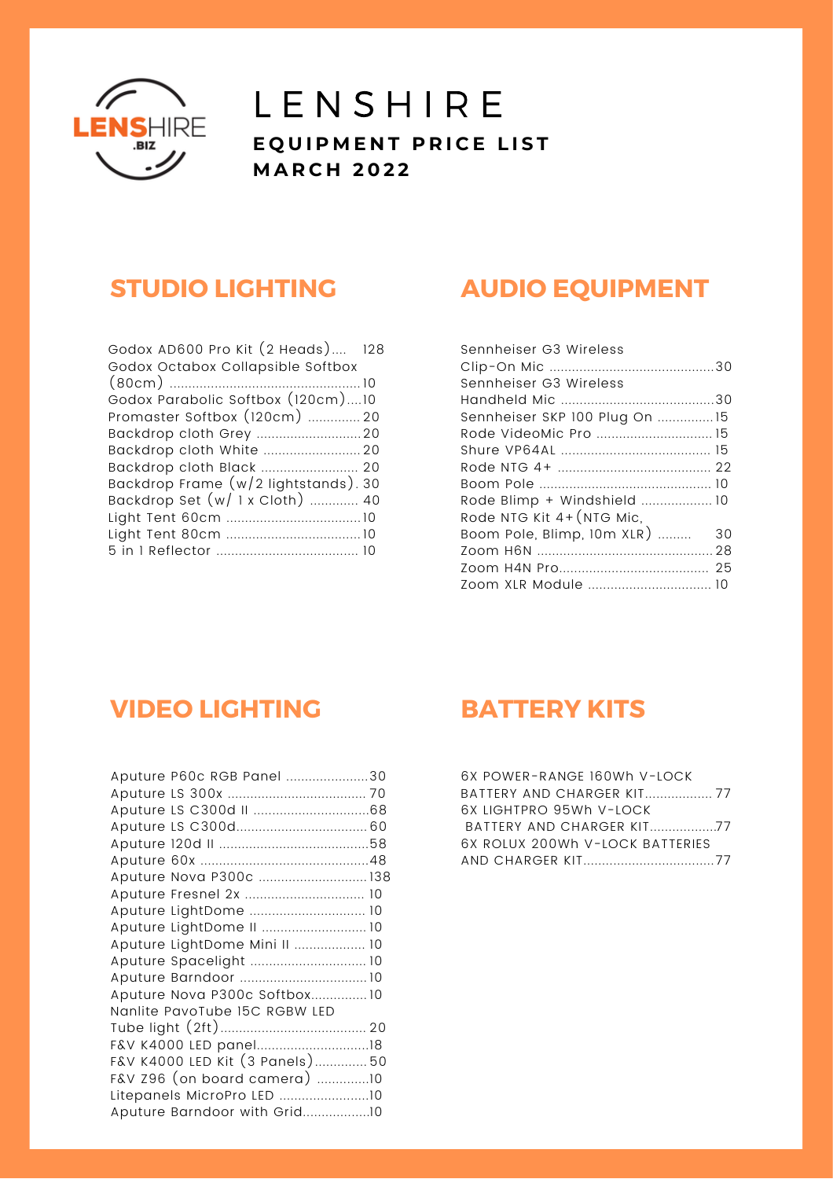# LENSHIRE

**EQUIPMENT PRICE LIST**
**MARCH 2022**

## STUDIO LIGHTING

Godox AD600 Pro Kit (2 Heads).... 128
Godox Octabox Collapsible Softbox (80cm) ........ 10
Godox Parabolic Softbox (120cm)....10
Promaster Softbox (120cm) ............. 20
Backdrop cloth Grey ........................ 20
Backdrop cloth White ........................ 20
Backdrop cloth Black ........................ 20
Backdrop Frame (w/2 lightstands). 30
Backdrop Set (w/ 1 x Cloth) ............. 40
Light Tent 60cm ........................ 10
Light Tent 80cm ........................ 10
5 in 1 Reflector ........................ 10

## AUDIO EQUIPMENT

Sennheiser G3 Wireless Clip-On Mic ........................ 30
Sennheiser G3 Wireless Handheld Mic ........................ 30
Sennheiser SKP 100 Plug On ............... 15
Rode VideoMic Pro ........................ 15
Shure VP64AL ........................ 15
Rode NTG 4+ ........................ 22
Boom Pole ........................ 10
Rode Blimp + Windshield ................... 10
Rode NTG Kit 4+(NTG Mic, Boom Pole, Blimp, 10m XLR) ......... 30
Zoom H6N ........................ 28
Zoom H4N Pro........................ 25
Zoom XLR Module ........................ 10

## VIDEO LIGHTING

Aputure P60c RGB Panel ...................... 30
Aputure LS 300x ........................ 70
Aputure LS C300d II ........................ 68
Aputure LS C300d........................ 60
Aputure 120d II ........................ 58
Aputure 60x ........................ 48
Aputure Nova P300c ........................ 138
Aputure Fresnel 2x ........................ 10
Aputure LightDome ........................ 10
Aputure LightDome II ........................ 10
Aputure LightDome Mini II ................... 10
Aputure Spacelight ........................ 10
Aputure Barndoor ........................ 10
Aputure Nova P300c Softbox............... 10
Nanlite PavoTube 15C RGBW LED Tube light (2ft)........................ 20
F&V K4000 LED panel........................ 18
F&V K4000 LED Kit (3 Panels).............. 50
F&V Z96 (on board camera) .............. 10
Litepanels MicroPro LED ........................ 10
Aputure Barndoor with Grid.................. 10

## BATTERY KITS

6X POWER-RANGE 160Wh V-LOCK BATTERY AND CHARGER KIT.................. 77
6X LIGHTPRO 95Wh V-LOCK BATTERY AND CHARGER KIT.................. 77
6X ROLUX 200Wh V-LOCK BATTERIES AND CHARGER KIT........................ 77